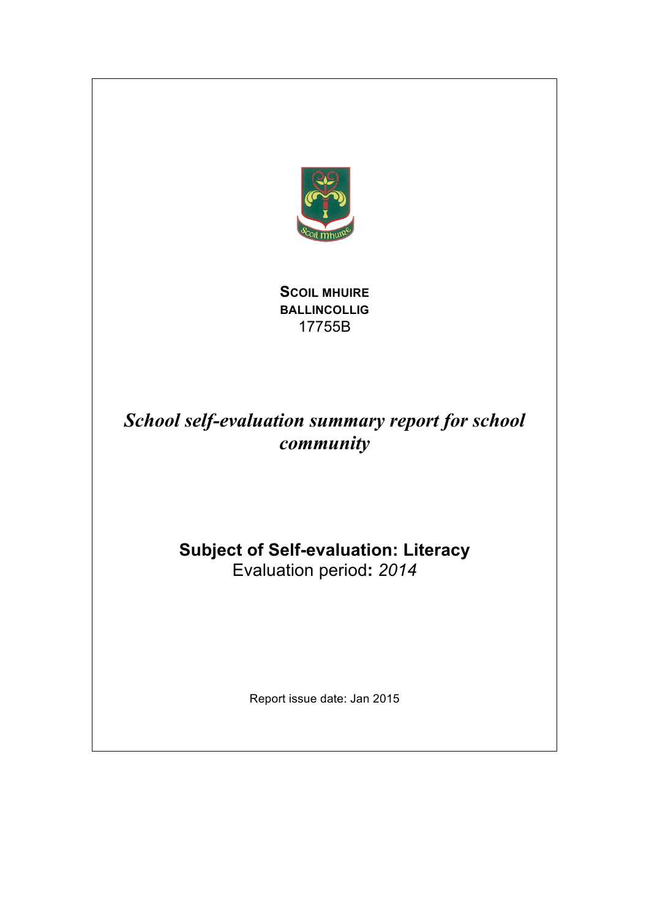**SCOIL MHUIRE**
**BALLINCOLLIG**
17755B

# *School self-evaluation summary report for school community*

## Subject of Self-evaluation: Literacy

Evaluation period**:** *2014*

Report issue date: Jan 2015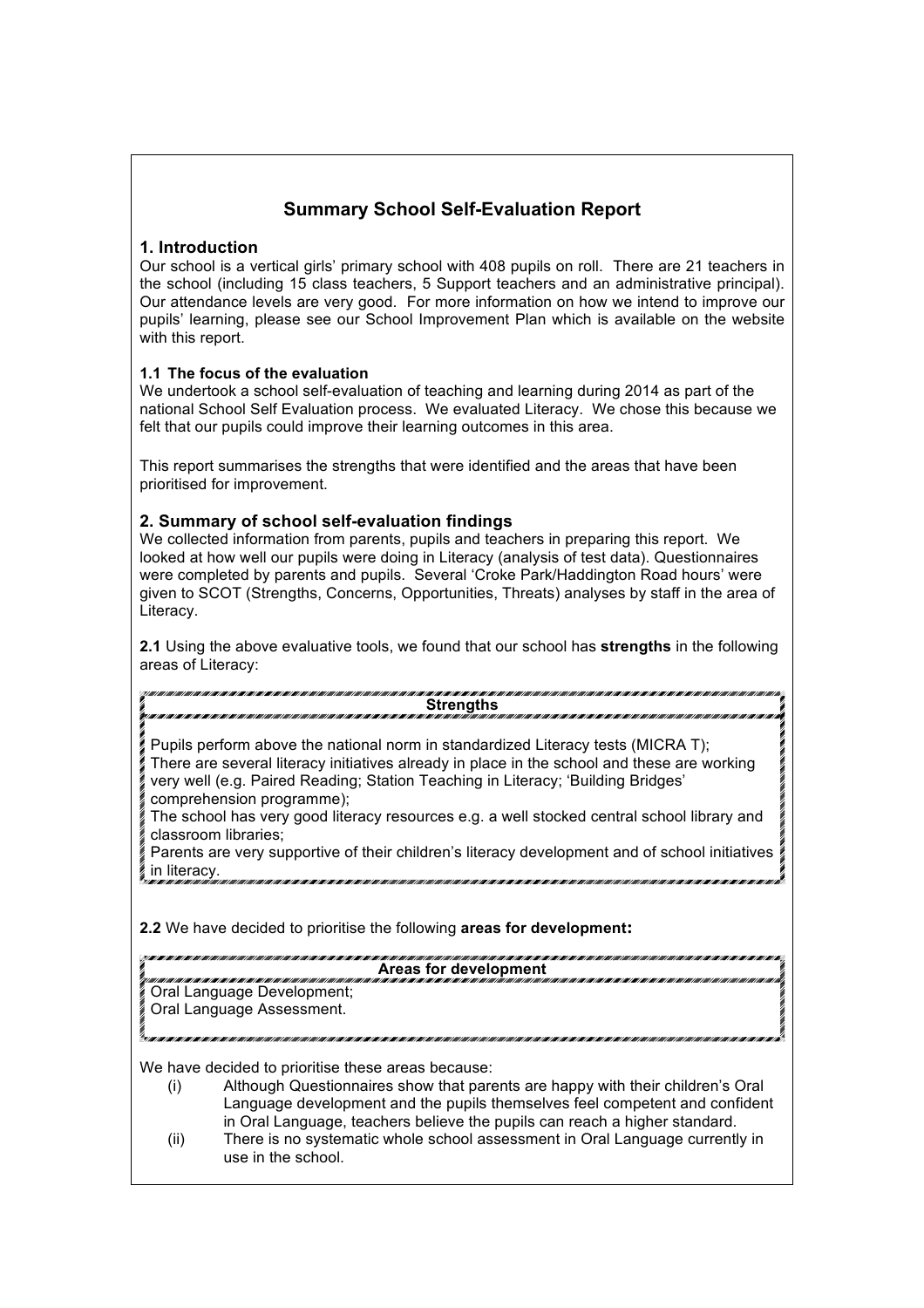# Summary School Self-Evaluation Report

## 1. Introduction

Our school is a vertical girls' primary school with 408 pupils on roll. There are 21 teachers in the school (including 15 class teachers, 5 Support teachers and an administrative principal). Our attendance levels are very good. For more information on how we intend to improve our pupils' learning, please see our School Improvement Plan which is available on the website with this report.

### 1.1 The focus of the evaluation

We undertook a school self-evaluation of teaching and learning during 2014 as part of the national School Self Evaluation process. We evaluated Literacy. We chose this because we felt that our pupils could improve their learning outcomes in this area.

This report summarises the strengths that were identified and the areas that have been prioritised for improvement.

## 2. Summary of school self-evaluation findings

We collected information from parents, pupils and teachers in preparing this report. We looked at how well our pupils were doing in Literacy (analysis of test data). Questionnaires were completed by parents and pupils. Several 'Croke Park/Haddington Road hours' were given to SCOT (Strengths, Concerns, Opportunities, Threats) analyses by staff in the area of Literacy.

**2.1** Using the above evaluative tools, we found that our school has **strengths** in the following areas of Literacy:

| Strengths |
| --- |
| Pupils perform above the national norm in standardized Literacy tests (MICRA T);<br>There are several literacy initiatives already in place in the school and these are working very well (e.g. Paired Reading; Station Teaching in Literacy; 'Building Bridges' comprehension programme);<br>The school has very good literacy resources e.g. a well stocked central school library and classroom libraries;<br>Parents are very supportive of their children's literacy development and of school initiatives in literacy. |

**2.2** We have decided to prioritise the following **areas for development:**

| Areas for development |
| --- |
| Oral Language Development;<br>Oral Language Assessment. |

We have decided to prioritise these areas because:

(i) Although Questionnaires show that parents are happy with their children's Oral Language development and the pupils themselves feel competent and confident in Oral Language, teachers believe the pupils can reach a higher standard.

(ii) There is no systematic whole school assessment in Oral Language currently in use in the school.